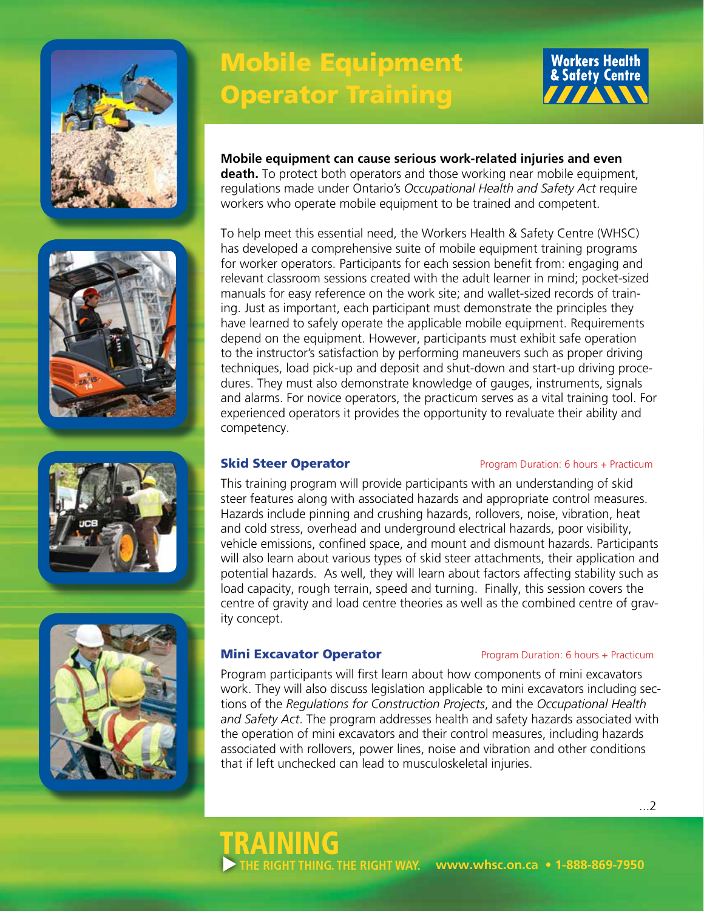# Mobile Equipment Operator Training

Workers Health & Safety Centre

**Mobile equipment can cause serious work-related injuries and even death.** To protect both operators and those working near mobile equipment, regulations made under Ontario's *Occupational Health and Safety Act* require workers who operate mobile equipment to be trained and competent.

To help meet this essential need, the Workers Health & Safety Centre (WHSC) has developed a comprehensive suite of mobile equipment training programs for worker operators. Participants for each session benefit from: engaging and relevant classroom sessions created with the adult learner in mind; pocket-sized manuals for easy reference on the work site; and wallet-sized records of training. Just as important, each participant must demonstrate the principles they have learned to safely operate the applicable mobile equipment. Requirements depend on the equipment. However, participants must exhibit safe operation to the instructor's satisfaction by performing maneuvers such as proper driving techniques, load pick-up and deposit and shut-down and start-up driving procedures. They must also demonstrate knowledge of gauges, instruments, signals and alarms. For novice operators, the practicum serves as a vital training tool. For experienced operators it provides the opportunity to revaluate their ability and competency.

## Skid Steer Operator

Program Duration: 6 hours + Practicum

This training program will provide participants with an understanding of skid steer features along with associated hazards and appropriate control measures. Hazards include pinning and crushing hazards, rollovers, noise, vibration, heat and cold stress, overhead and underground electrical hazards, poor visibility, vehicle emissions, confined space, and mount and dismount hazards. Participants will also learn about various types of skid steer attachments, their application and potential hazards. As well, they will learn about factors affecting stability such as load capacity, rough terrain, speed and turning. Finally, this session covers the centre of gravity and load centre theories as well as the combined centre of gravity concept.

## Mini Excavator Operator

Program Duration: 6 hours + Practicum

Program participants will first learn about how components of mini excavators work. They will also discuss legislation applicable to mini excavators including sections of the *Regulations for Construction Projects*, and the *Occupational Health and Safety Act*. The program addresses health and safety hazards associated with the operation of mini excavators and their control measures, including hazards associated with rollovers, power lines, noise and vibration and other conditions that if left unchecked can lead to musculoskeletal injuries.

...2

**TRAINING** THE RIGHT THING. THE RIGHT WAY. www.whsc.on.ca • 1-888-869-7950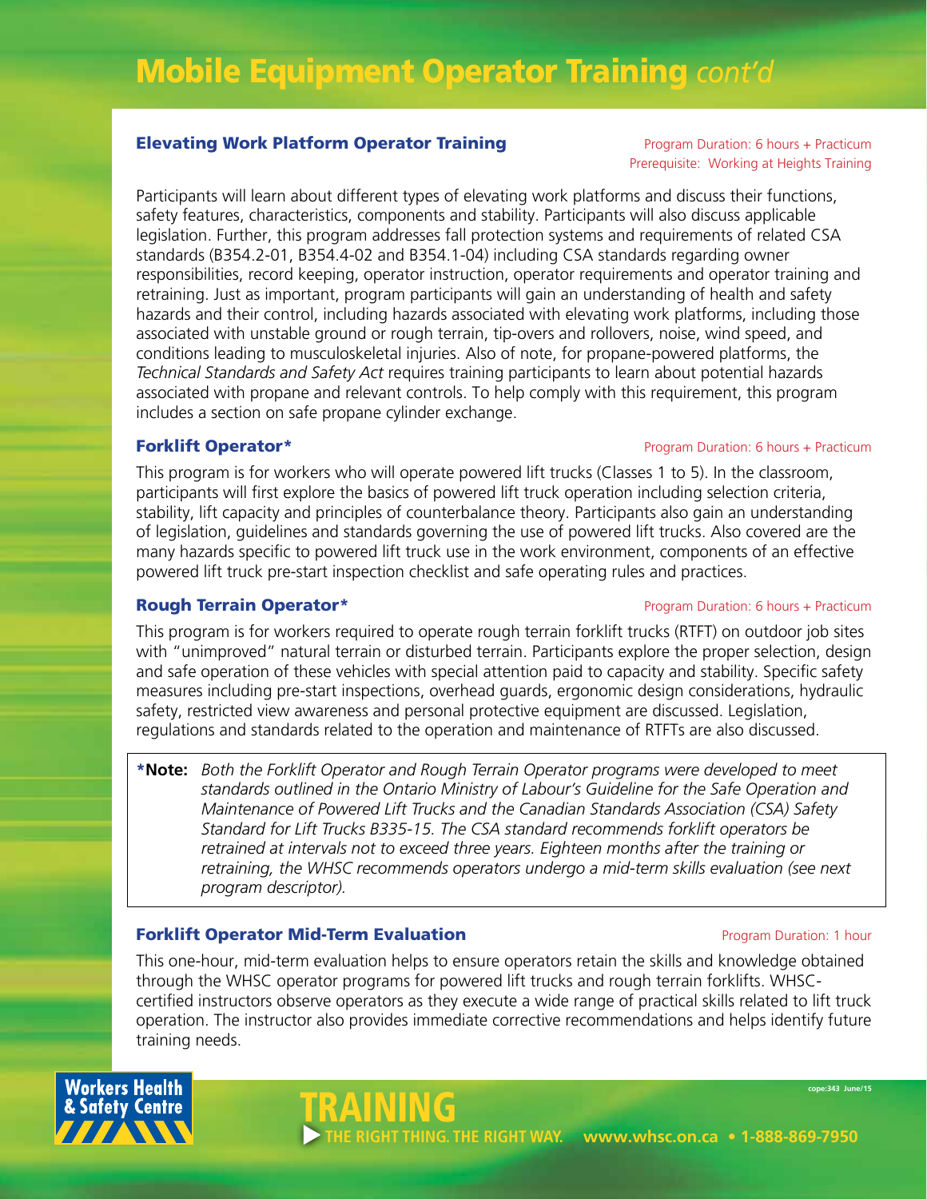# Mobile Equipment Operator Training *cont'd*

## Elevating Work Platform Operator Training

Program Duration: 6 hours + Practicum
Prerequisite: Working at Heights Training

Participants will learn about different types of elevating work platforms and discuss their functions, safety features, characteristics, components and stability. Participants will also discuss applicable legislation. Further, this program addresses fall protection systems and requirements of related CSA standards (B354.2-01, B354.4-02 and B354.1-04) including CSA standards regarding owner responsibilities, record keeping, operator instruction, operator requirements and operator training and retraining. Just as important, program participants will gain an understanding of health and safety hazards and their control, including hazards associated with elevating work platforms, including those associated with unstable ground or rough terrain, tip-overs and rollovers, noise, wind speed, and conditions leading to musculoskeletal injuries. Also of note, for propane-powered platforms, the *Technical Standards and Safety Act* requires training participants to learn about potential hazards associated with propane and relevant controls. To help comply with this requirement, this program includes a section on safe propane cylinder exchange.

## Forklift Operator*

Program Duration: 6 hours + Practicum

This program is for workers who will operate powered lift trucks (Classes 1 to 5). In the classroom, participants will first explore the basics of powered lift truck operation including selection criteria, stability, lift capacity and principles of counterbalance theory. Participants also gain an understanding of legislation, guidelines and standards governing the use of powered lift trucks. Also covered are the many hazards specific to powered lift truck use in the work environment, components of an effective powered lift truck pre-start inspection checklist and safe operating rules and practices.

## Rough Terrain Operator*

Program Duration: 6 hours + Practicum

This program is for workers required to operate rough terrain forklift trucks (RTFT) on outdoor job sites with "unimproved" natural terrain or disturbed terrain. Participants explore the proper selection, design and safe operation of these vehicles with special attention paid to capacity and stability. Specific safety measures including pre-start inspections, overhead guards, ergonomic design considerations, hydraulic safety, restricted view awareness and personal protective equipment are discussed. Legislation, regulations and standards related to the operation and maintenance of RTFTs are also discussed.

> ***Note:** *Both the Forklift Operator and Rough Terrain Operator programs were developed to meet standards outlined in the Ontario Ministry of Labour's Guideline for the Safe Operation and Maintenance of Powered Lift Trucks and the Canadian Standards Association (CSA) Safety Standard for Lift Trucks B335-15. The CSA standard recommends forklift operators be retrained at intervals not to exceed three years. Eighteen months after the training or retraining, the WHSC recommends operators undergo a mid-term skills evaluation (see next program descriptor).*

## Forklift Operator Mid-Term Evaluation

Program Duration: 1 hour

This one-hour, mid-term evaluation helps to ensure operators retain the skills and knowledge obtained through the WHSC operator programs for powered lift trucks and rough terrain forklifts. WHSC-certified instructors observe operators as they execute a wide range of practical skills related to lift truck operation. The instructor also provides immediate corrective recommendations and helps identify future training needs.

Workers Health & Safety Centre

TRAINING
THE RIGHT THING. THE RIGHT WAY. www.whsc.on.ca • 1-888-869-7950

cope:343 June/15